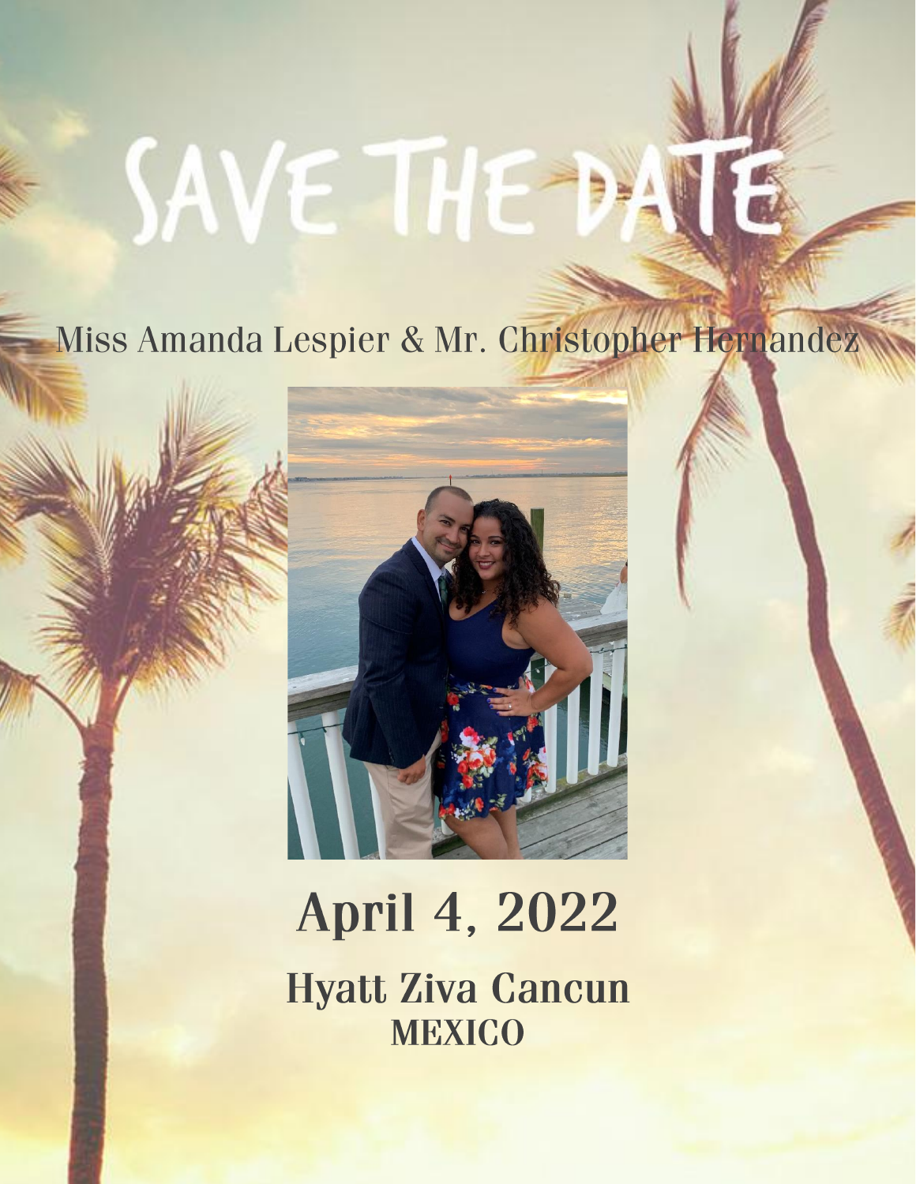# SAVE THE DATE

Miss Amanda Lespier & Mr. Christopher Hernandez

## April 4, 2022

### Hyatt Ziva Cancun

**MEXICO**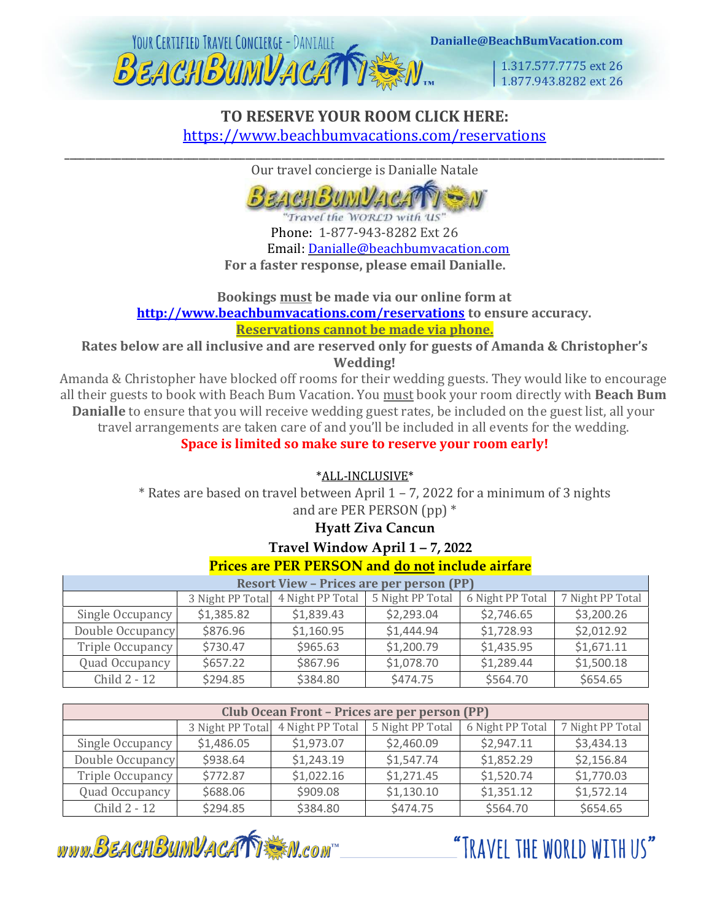**TO RESERVE YOUR ROOM CLICK HERE:**

https://www.beachbumvacations.com/reservations

---

Our travel concierge is Danialle Natale

"Travel the WORLD with US"

Phone: 1-877-943-8282 Ext 26

Email: Danialle@beachbumvacation.com

**For a faster response, please email Danialle.**

**Bookings must be made via our online form at http://www.beachbumvacations.com/reservations to ensure accuracy.**

**Reservations cannot be made via phone.**

**Rates below are all inclusive and are reserved only for guests of Amanda & Christopher's Wedding!**

Amanda & Christopher have blocked off rooms for their wedding guests. They would like to encourage all their guests to book with Beach Bum Vacation. You must book your room directly with **Beach Bum Danialle** to ensure that you will receive wedding guest rates, be included on the guest list, all your travel arrangements are taken care of and you'll be included in all events for the wedding.

**Space is limited so make sure to reserve your room early!**

*ALL-INCLUSIVE*

* Rates are based on travel between April 1 – 7, 2022 for a minimum of 3 nights and are PER PERSON (pp) *

**Hyatt Ziva Cancun**

**Travel Window April 1 – 7, 2022**

**Prices are PER PERSON and do not include airfare**

| Resort View – Prices are per person (PP) | | | | | |
|---|---|---|---|---|---|
| | 3 Night PP Total | 4 Night PP Total | 5 Night PP Total | 6 Night PP Total | 7 Night PP Total |
| Single Occupancy | $1,385.82 | $1,839.43 | $2,293.04 | $2,746.65 | $3,200.26 |
| Double Occupancy | $876.96 | $1,160.95 | $1,444.94 | $1,728.93 | $2,012.92 |
| Triple Occupancy | $730.47 | $965.63 | $1,200.79 | $1,435.95 | $1,671.11 |
| Quad Occupancy | $657.22 | $867.96 | $1,078.70 | $1,289.44 | $1,500.18 |
| Child 2 - 12 | $294.85 | $384.80 | $474.75 | $564.70 | $654.65 |

| Club Ocean Front – Prices are per person (PP) | | | | | |
|---|---|---|---|---|---|
| | 3 Night PP Total | 4 Night PP Total | 5 Night PP Total | 6 Night PP Total | 7 Night PP Total |
| Single Occupancy | $1,486.05 | $1,973.07 | $2,460.09 | $2,947.11 | $3,434.13 |
| Double Occupancy | $938.64 | $1,243.19 | $1,547.74 | $1,852.29 | $2,156.84 |
| Triple Occupancy | $772.87 | $1,022.16 | $1,271.45 | $1,520.74 | $1,770.03 |
| Quad Occupancy | $688.06 | $909.08 | $1,130.10 | $1,351.12 | $1,572.14 |
| Child 2 - 12 | $294.85 | $384.80 | $474.75 | $564.70 | $654.65 |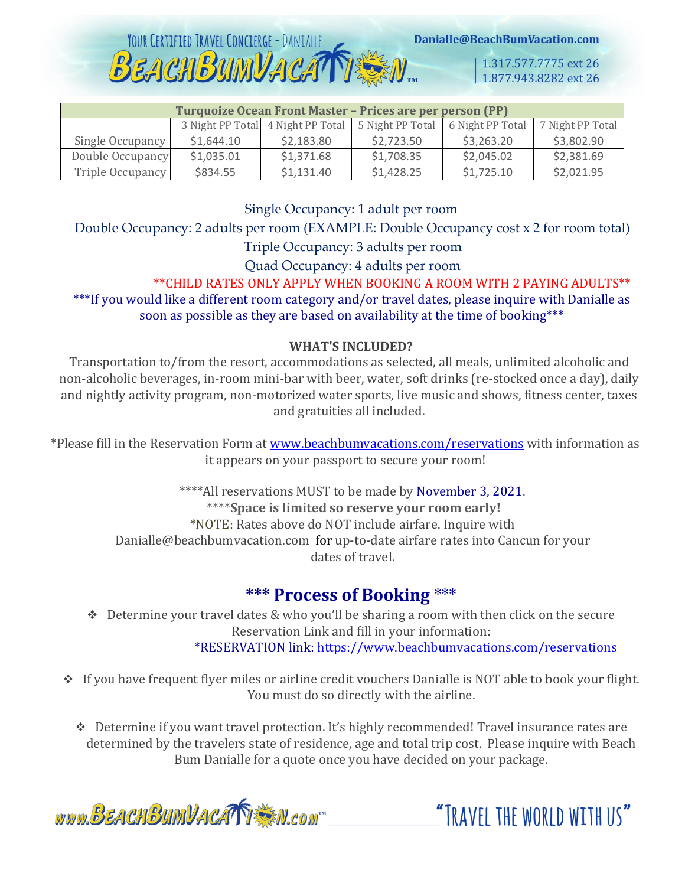| Turquoize Ocean Front Master – Prices are per person (PP) | | | | | |
|---|---|---|---|---|---|
| | 3 Night PP Total | 4 Night PP Total | 5 Night PP Total | 6 Night PP Total | 7 Night PP Total |
| Single Occupancy | $1,644.10 | $2,183.80 | $2,723.50 | $3,263.20 | $3,802.90 |
| Double Occupancy | $1,035.01 | $1,371.68 | $1,708.35 | $2,045.02 | $2,381.69 |
| Triple Occupancy | $834.55 | $1,131.40 | $1,428.25 | $1,725.10 | $2,021.95 |

Single Occupancy: 1 adult per room

Double Occupancy: 2 adults per room (EXAMPLE: Double Occupancy cost x 2 for room total)

Triple Occupancy: 3 adults per room

Quad Occupancy: 4 adults per room

**CHILD RATES ONLY APPLY WHEN BOOKING A ROOM WITH 2 PAYING ADULTS**

***If you would like a different room category and/or travel dates, please inquire with Danialle as soon as possible as they are based on availability at the time of booking***

**WHAT'S INCLUDED?**

Transportation to/from the resort, accommodations as selected, all meals, unlimited alcoholic and non-alcoholic beverages, in-room mini-bar with beer, water, soft drinks (re-stocked once a day), daily and nightly activity program, non-motorized water sports, live music and shows, fitness center, taxes and gratuities all included.

*Please fill in the Reservation Form at www.beachbumvacations.com/reservations with information as it appears on your passport to secure your room!

****All reservations MUST to be made by November 3, 2021.

****Space is limited so reserve your room early!**

*NOTE: Rates above do NOT include airfare. Inquire with Danialle@beachbumvacation.com for up-to-date airfare rates into Cancun for your dates of travel.

## *** Process of Booking ***

- Determine your travel dates & who you'll be sharing a room with then click on the secure Reservation Link and fill in your information:
  *RESERVATION link: https://www.beachbumvacations.com/reservations
- If you have frequent flyer miles or airline credit vouchers Danialle is NOT able to book your flight. You must do so directly with the airline.
- Determine if you want travel protection. It's highly recommended! Travel insurance rates are determined by the travelers state of residence, age and total trip cost. Please inquire with Beach Bum Danialle for a quote once you have decided on your package.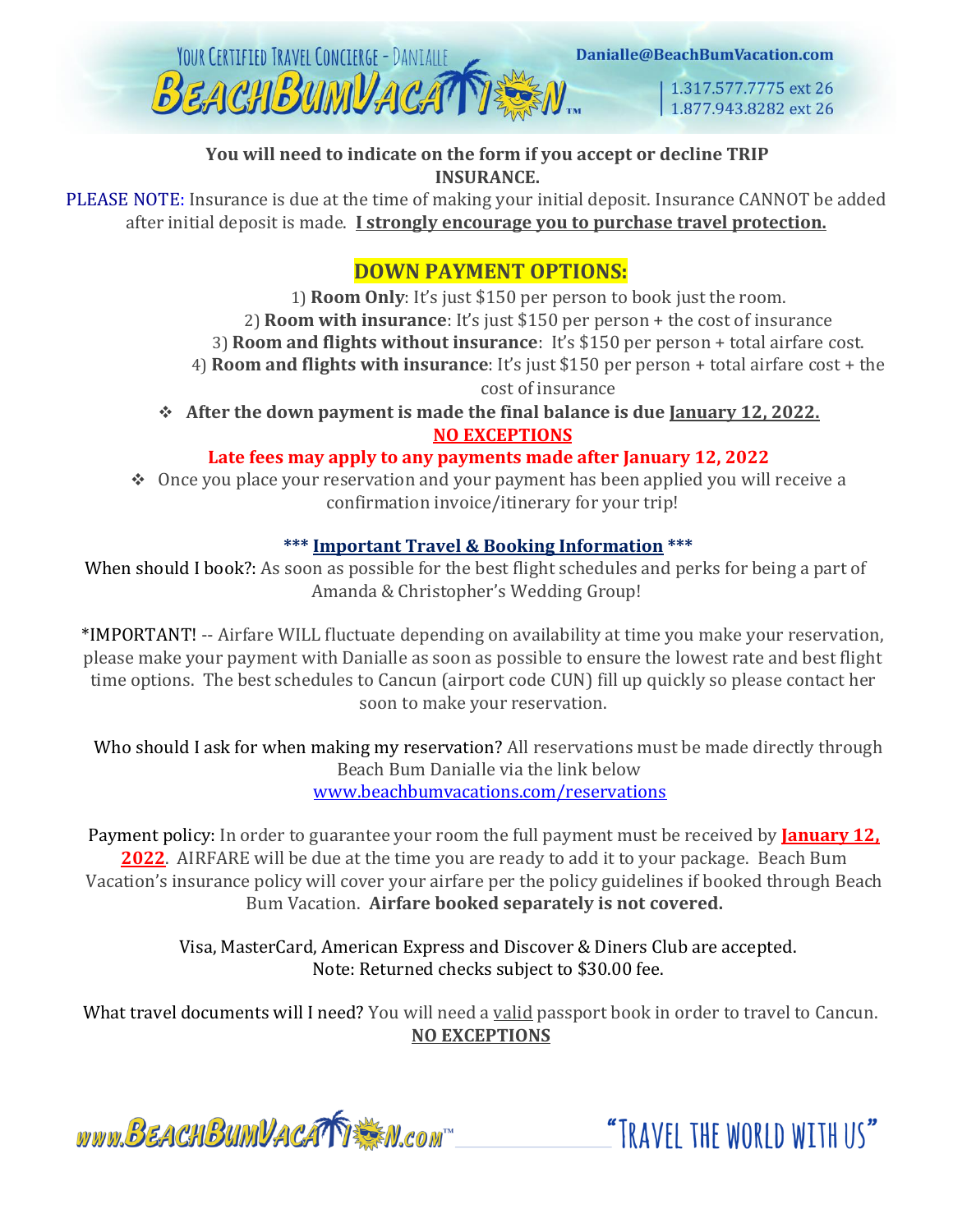**You will need to indicate on the form if you accept or decline TRIP INSURANCE.**

PLEASE NOTE: Insurance is due at the time of making your initial deposit. Insurance CANNOT be added after initial deposit is made. **I strongly encourage you to purchase travel protection.**

## DOWN PAYMENT OPTIONS:

1) **Room Only**: It's just $150 per person to book just the room.
2) **Room with insurance**: It's just $150 per person + the cost of insurance
3) **Room and flights without insurance**: It's $150 per person + total airfare cost.
4) **Room and flights with insurance**: It's just $150 per person + total airfare cost + the cost of insurance

- **After the down payment is made the final balance is due January 12, 2022.**

**NO EXCEPTIONS**

**Late fees may apply to any payments made after January 12, 2022**

- Once you place your reservation and your payment has been applied you will receive a confirmation invoice/itinerary for your trip!

**\*\*\* Important Travel & Booking Information \*\*\***

When should I book?: As soon as possible for the best flight schedules and perks for being a part of Amanda & Christopher's Wedding Group!

*IMPORTANT! -- Airfare WILL fluctuate depending on availability at time you make your reservation, please make your payment with Danialle as soon as possible to ensure the lowest rate and best flight time options. The best schedules to Cancun (airport code CUN) fill up quickly so please contact her soon to make your reservation.

Who should I ask for when making my reservation? All reservations must be made directly through Beach Bum Danialle via the link below
www.beachbumvacations.com/reservations

Payment policy: In order to guarantee your room the full payment must be received by **January 12, 2022**. AIRFARE will be due at the time you are ready to add it to your package. Beach Bum Vacation's insurance policy will cover your airfare per the policy guidelines if booked through Beach Bum Vacation. **Airfare booked separately is not covered.**

Visa, MasterCard, American Express and Discover & Diners Club are accepted.
Note: Returned checks subject to $30.00 fee.

What travel documents will I need? You will need a valid passport book in order to travel to Cancun.
**NO EXCEPTIONS**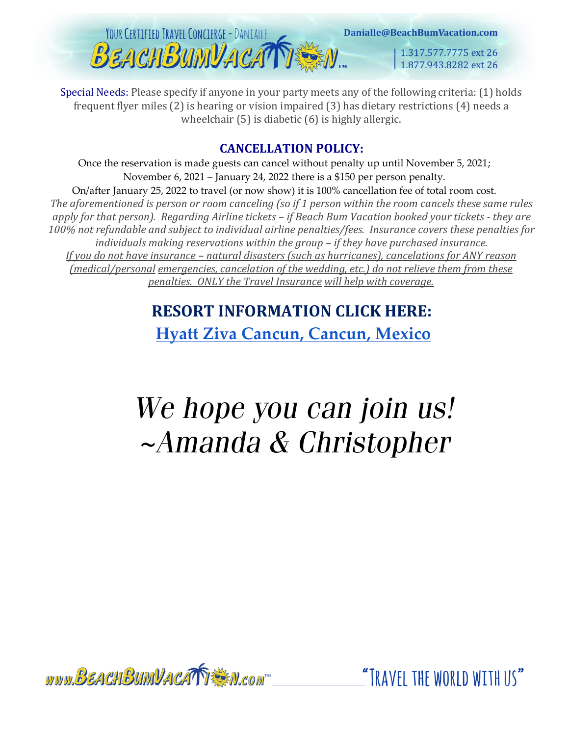Special Needs: Please specify if anyone in your party meets any of the following criteria: (1) holds frequent flyer miles (2) is hearing or vision impaired (3) has dietary restrictions (4) needs a wheelchair (5) is diabetic (6) is highly allergic.

## CANCELLATION POLICY:

Once the reservation is made guests can cancel without penalty up until November 5, 2021;
November 6, 2021 – January 24, 2022 there is a $150 per person penalty.
On/after January 25, 2022 to travel (or now show) it is 100% cancellation fee of total room cost.
*The aforementioned is person or room canceling (so if 1 person within the room cancels these same rules apply for that person). Regarding Airline tickets – if Beach Bum Vacation booked your tickets - they are 100% not refundable and subject to individual airline penalties/fees. Insurance covers these penalties for individuals making reservations within the group – if they have purchased insurance.*
*If you do not have insurance – natural disasters (such as hurricanes), cancelations for ANY reason (medical/personal emergencies, cancelation of the wedding, etc.) do not relieve them from these penalties. ONLY the Travel Insurance will help with coverage.*

## RESORT INFORMATION CLICK HERE:

**Hyatt Ziva Cancun, Cancun, Mexico**

# *We hope you can join us!*
# *~Amanda & Christopher*